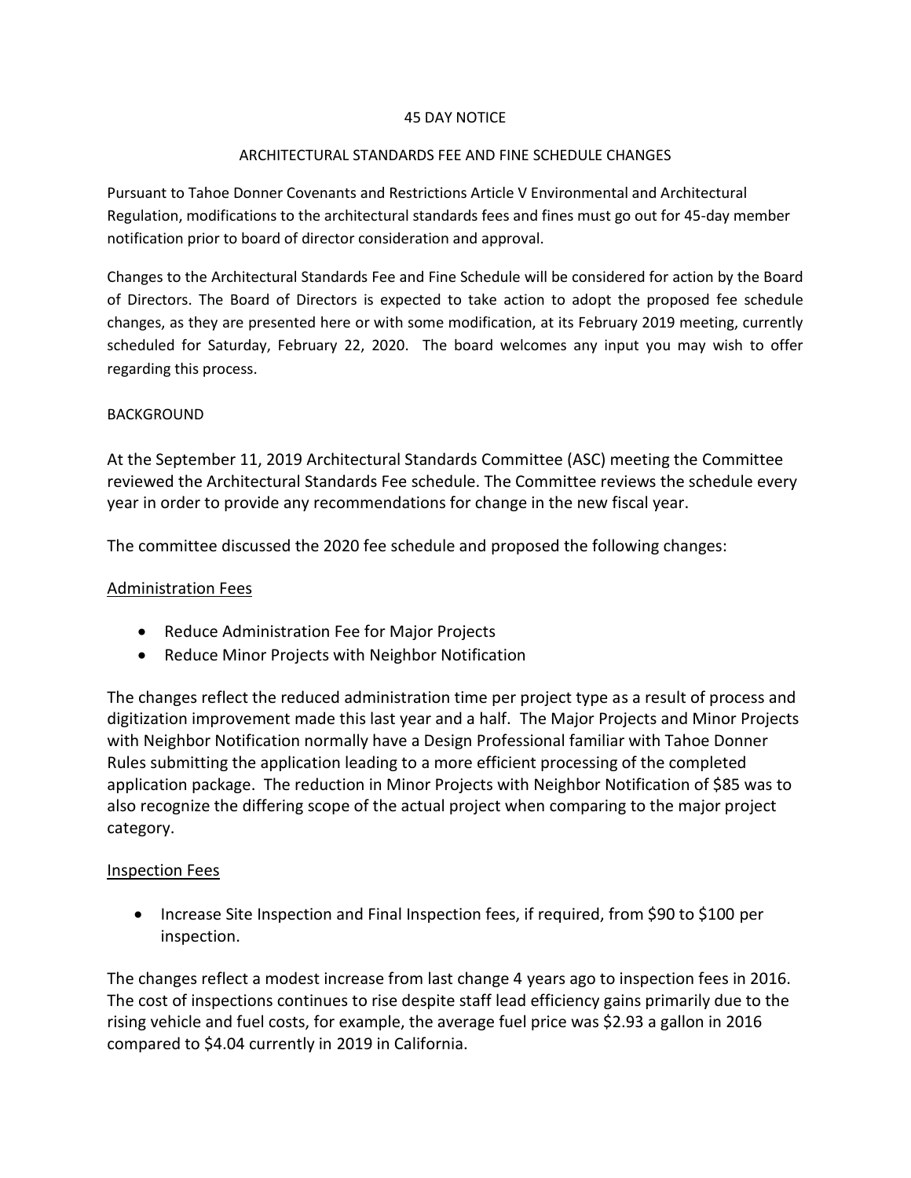# 45 DAY NOTICE

## ARCHITECTURAL STANDARDS FEE AND FINE SCHEDULE CHANGES

Pursuant to Tahoe Donner Covenants and Restrictions Article V Environmental and Architectural Regulation, modifications to the architectural standards fees and fines must go out for 45-day member notification prior to board of director consideration and approval.

Changes to the Architectural Standards Fee and Fine Schedule will be considered for action by the Board of Directors. The Board of Directors is expected to take action to adopt the proposed fee schedule changes, as they are presented here or with some modification, at its February 2019 meeting, currently scheduled for Saturday, February 22, 2020. The board welcomes any input you may wish to offer regarding this process.

### BACKGROUND

At the September 11, 2019 Architectural Standards Committee (ASC) meeting the Committee reviewed the Architectural Standards Fee schedule. The Committee reviews the schedule every year in order to provide any recommendations for change in the new fiscal year.

The committee discussed the 2020 fee schedule and proposed the following changes:

### Administration Fees

- Reduce Administration Fee for Major Projects
- Reduce Minor Projects with Neighbor Notification

The changes reflect the reduced administration time per project type as a result of process and digitization improvement made this last year and a half. The Major Projects and Minor Projects with Neighbor Notification normally have a Design Professional familiar with Tahoe Donner Rules submitting the application leading to a more efficient processing of the completed application package. The reduction in Minor Projects with Neighbor Notification of $85 was to also recognize the differing scope of the actual project when comparing to the major project category.

### Inspection Fees

- Increase Site Inspection and Final Inspection fees, if required, from $90 to $100 per inspection.

The changes reflect a modest increase from last change 4 years ago to inspection fees in 2016. The cost of inspections continues to rise despite staff lead efficiency gains primarily due to the rising vehicle and fuel costs, for example, the average fuel price was $2.93 a gallon in 2016 compared to $4.04 currently in 2019 in California.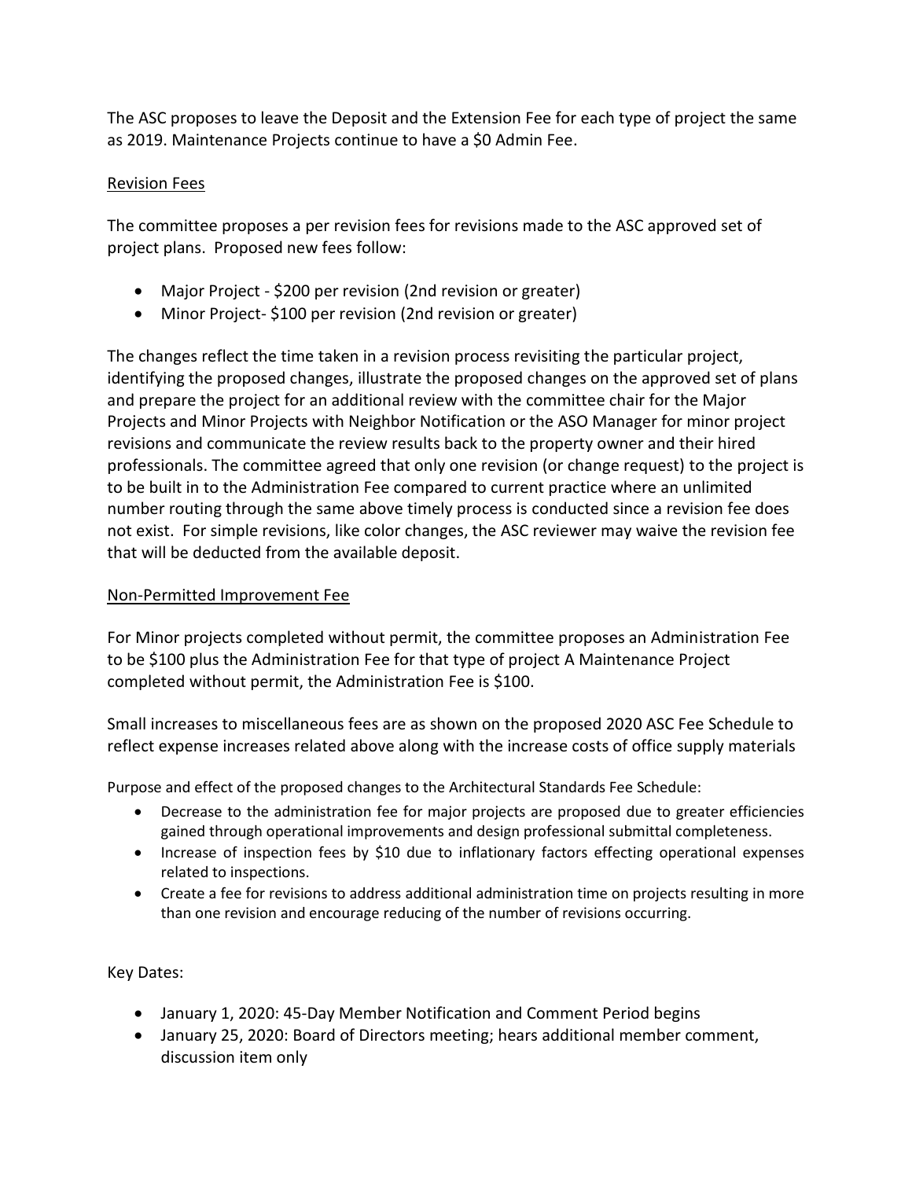The ASC proposes to leave the Deposit and the Extension Fee for each type of project the same as 2019. Maintenance Projects continue to have a $0 Admin Fee.

<u>Revision Fees</u>

The committee proposes a per revision fees for revisions made to the ASC approved set of project plans. Proposed new fees follow:

- Major Project - $200 per revision (2nd revision or greater)
- Minor Project- $100 per revision (2nd revision or greater)

The changes reflect the time taken in a revision process revisiting the particular project, identifying the proposed changes, illustrate the proposed changes on the approved set of plans and prepare the project for an additional review with the committee chair for the Major Projects and Minor Projects with Neighbor Notification or the ASO Manager for minor project revisions and communicate the review results back to the property owner and their hired professionals. The committee agreed that only one revision (or change request) to the project is to be built in to the Administration Fee compared to current practice where an unlimited number routing through the same above timely process is conducted since a revision fee does not exist. For simple revisions, like color changes, the ASC reviewer may waive the revision fee that will be deducted from the available deposit.

<u>Non-Permitted Improvement Fee</u>

For Minor projects completed without permit, the committee proposes an Administration Fee to be $100 plus the Administration Fee for that type of project A Maintenance Project completed without permit, the Administration Fee is $100.

Small increases to miscellaneous fees are as shown on the proposed 2020 ASC Fee Schedule to reflect expense increases related above along with the increase costs of office supply materials

Purpose and effect of the proposed changes to the Architectural Standards Fee Schedule:

- Decrease to the administration fee for major projects are proposed due to greater efficiencies gained through operational improvements and design professional submittal completeness.
- Increase of inspection fees by $10 due to inflationary factors effecting operational expenses related to inspections.
- Create a fee for revisions to address additional administration time on projects resulting in more than one revision and encourage reducing of the number of revisions occurring.

Key Dates:

- January 1, 2020: 45-Day Member Notification and Comment Period begins
- January 25, 2020: Board of Directors meeting; hears additional member comment, discussion item only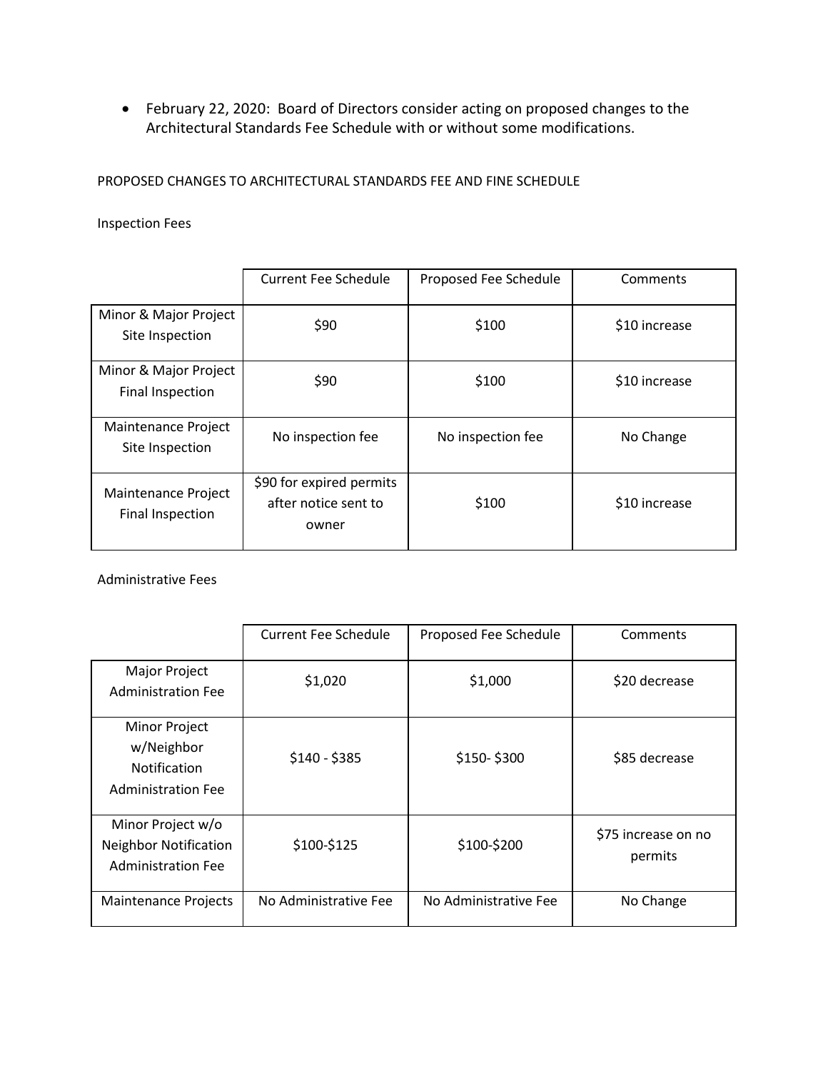- February 22, 2020: Board of Directors consider acting on proposed changes to the Architectural Standards Fee Schedule with or without some modifications.

PROPOSED CHANGES TO ARCHITECTURAL STANDARDS FEE AND FINE SCHEDULE

Inspection Fees

| | Current Fee Schedule | Proposed Fee Schedule | Comments |
|---|---|---|---|
| Minor & Major Project Site Inspection | $90 | $100 | $10 increase |
| Minor & Major Project Final Inspection | $90 | $100 | $10 increase |
| Maintenance Project Site Inspection | No inspection fee | No inspection fee | No Change |
| Maintenance Project Final Inspection | $90 for expired permits after notice sent to owner | $100 | $10 increase |

Administrative Fees

| | Current Fee Schedule | Proposed Fee Schedule | Comments |
|---|---|---|---|
| Major Project Administration Fee | $1,020 | $1,000 | $20 decrease |
| Minor Project w/Neighbor Notification Administration Fee | $140 - $385 | $150- $300 | $85 decrease |
| Minor Project w/o Neighbor Notification Administration Fee | $100-$125 | $100-$200 | $75 increase on no permits |
| Maintenance Projects | No Administrative Fee | No Administrative Fee | No Change |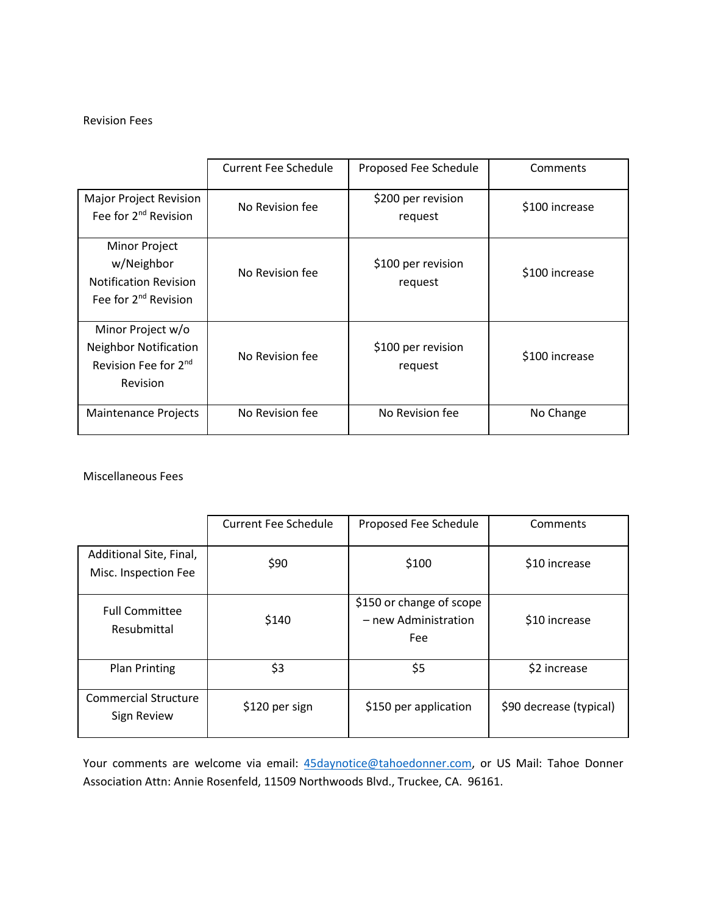Revision Fees

| | Current Fee Schedule | Proposed Fee Schedule | Comments |
|---|---|---|---|
| Major Project Revision Fee for 2nd Revision | No Revision fee | $200 per revision request | $100 increase |
| Minor Project w/Neighbor Notification Revision Fee for 2nd Revision | No Revision fee | $100 per revision request | $100 increase |
| Minor Project w/o Neighbor Notification Revision Fee for 2nd Revision | No Revision fee | $100 per revision request | $100 increase |
| Maintenance Projects | No Revision fee | No Revision fee | No Change |

Miscellaneous Fees

| | Current Fee Schedule | Proposed Fee Schedule | Comments |
|---|---|---|---|
| Additional Site, Final, Misc. Inspection Fee | $90 | $100 | $10 increase |
| Full Committee Resubmittal | $140 | $150 or change of scope – new Administration Fee | $10 increase |
| Plan Printing | $3 | $5 | $2 increase |
| Commercial Structure Sign Review | $120 per sign | $150 per application | $90 decrease (typical) |

Your comments are welcome via email: 45daynotice@tahoedonner.com, or US Mail: Tahoe Donner Association Attn: Annie Rosenfeld, 11509 Northwoods Blvd., Truckee, CA. 96161.